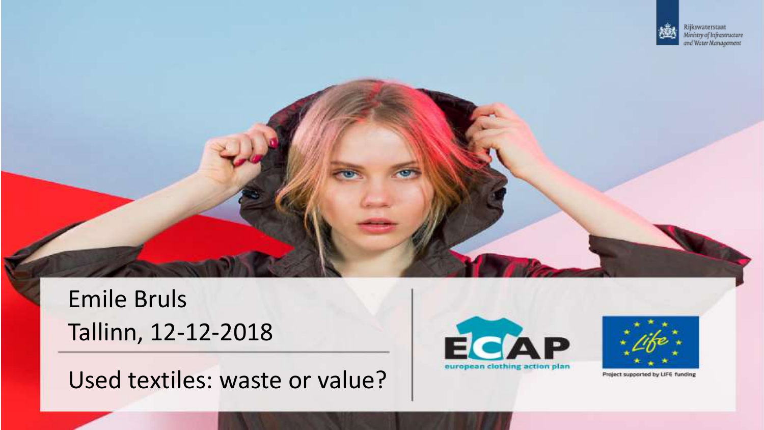Rijkswaterstaat
Ministry of Infrastructure and Water Management

Emile Bruls

Tallinn, 12-12-2018

# Used textiles: waste or value?

ECAP
european clothing action plan

Project supported by LIFE funding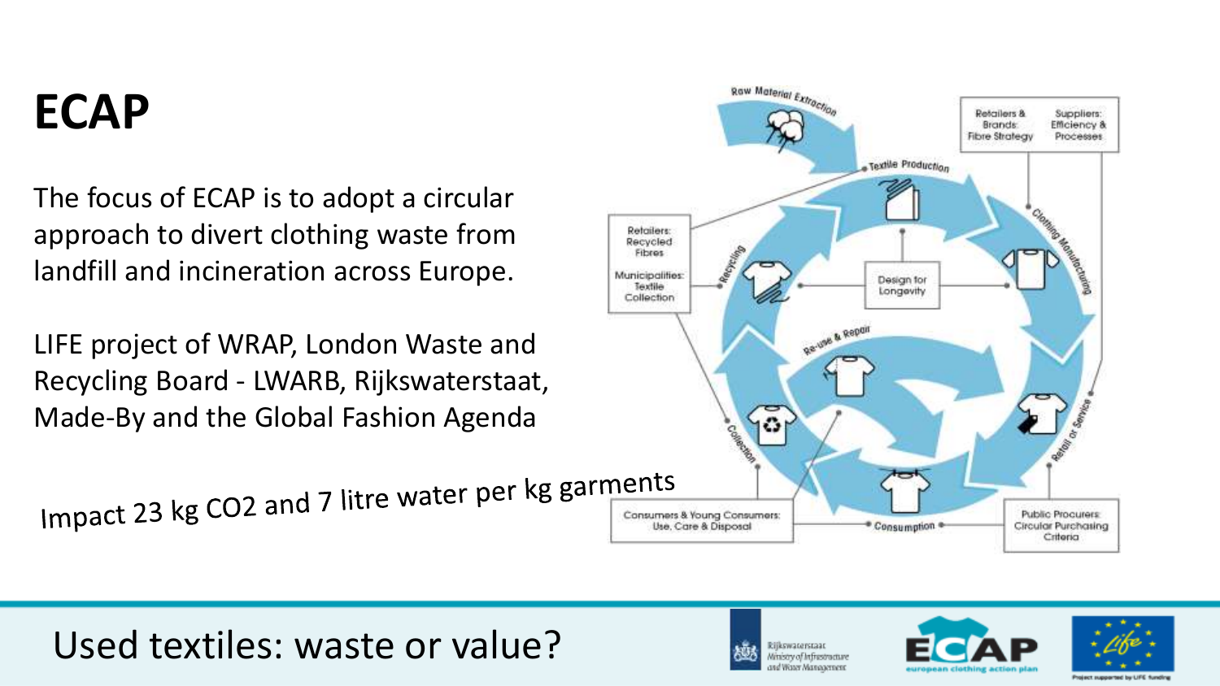# ECAP

The focus of ECAP is to adopt a circular approach to divert clothing waste from landfill and incineration across Europe.

LIFE project of WRAP, London Waste and Recycling Board - LWARB, Rijkswaterstaat, Made-By and the Global Fashion Agenda

Impact 23 kg $CO_2$ and 7 litre water per kg garments

Raw Material Extraction

Textile Production

Clothing Manufacturing

Retail or Service

Consumption

Collection

Recycling

Re-use & Repair

Design for Longevity

Retailers & Brands: Fibre Strategy

Suppliers: Efficiency & Processes

Retailers: Recycled Fibres

Municipalities: Textile Collection

Consumers & Young Consumers: Use, Care & Disposal

Public Procurers: Circular Purchasing Criteria

Used textiles: waste or value?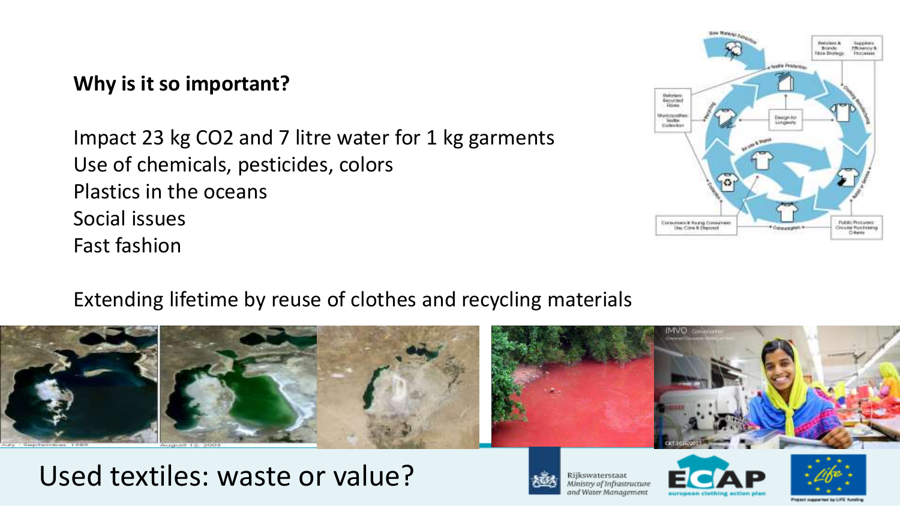**Why is it so important?**

Impact 23 kg $CO_2$ and 7 litre water for 1 kg garments
Use of chemicals, pesticides, colors
Plastics in the oceans
Social issues
Fast fashion

Extending lifetime by reuse of clothes and recycling materials

# Used textiles: waste or value?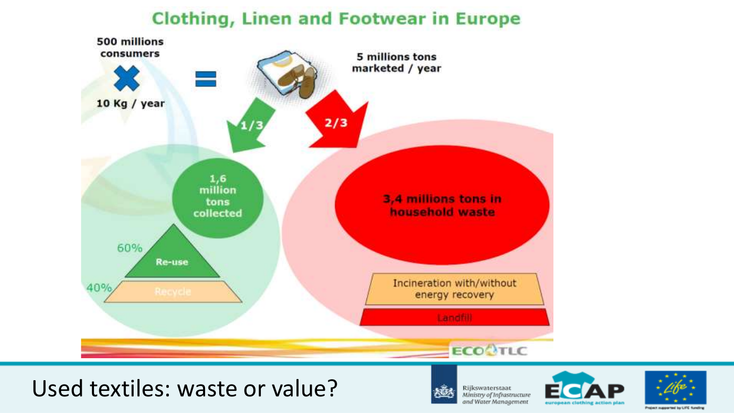# Clothing, Linen and Footwear in Europe

500 millions consumers × 10 Kg / year = 5 millions tons marketed / year

1/3

2/3

1,6 million tons collected

60% Re-use

40% Recycle

3,4 millions tons in household waste

Incineration with/without energy recovery

Landfill

ECO TLC

Used textiles: waste or value?

Rijkswaterstaat
*Ministry of Infrastructure and Water Management*

ECAP european clothing action plan

Project supported by LIFE funding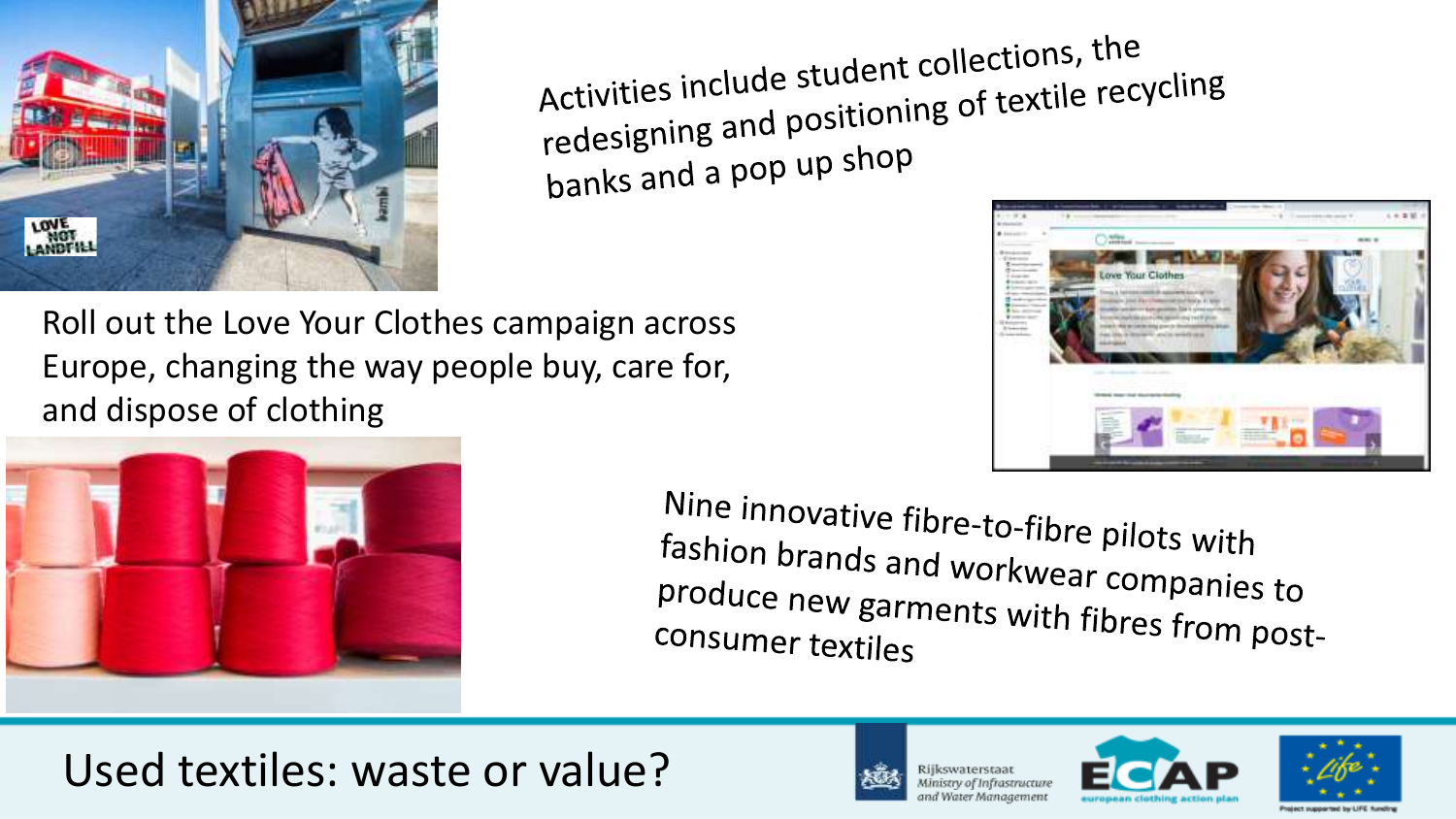Activities include student collections, the redesigning and positioning of textile recycling banks and a pop up shop

Roll out the Love Your Clothes campaign across Europe, changing the way people buy, care for, and dispose of clothing

Nine innovative fibre-to-fibre pilots with fashion brands and workwear companies to produce new garments with fibres from post-consumer textiles

Used textiles: waste or value?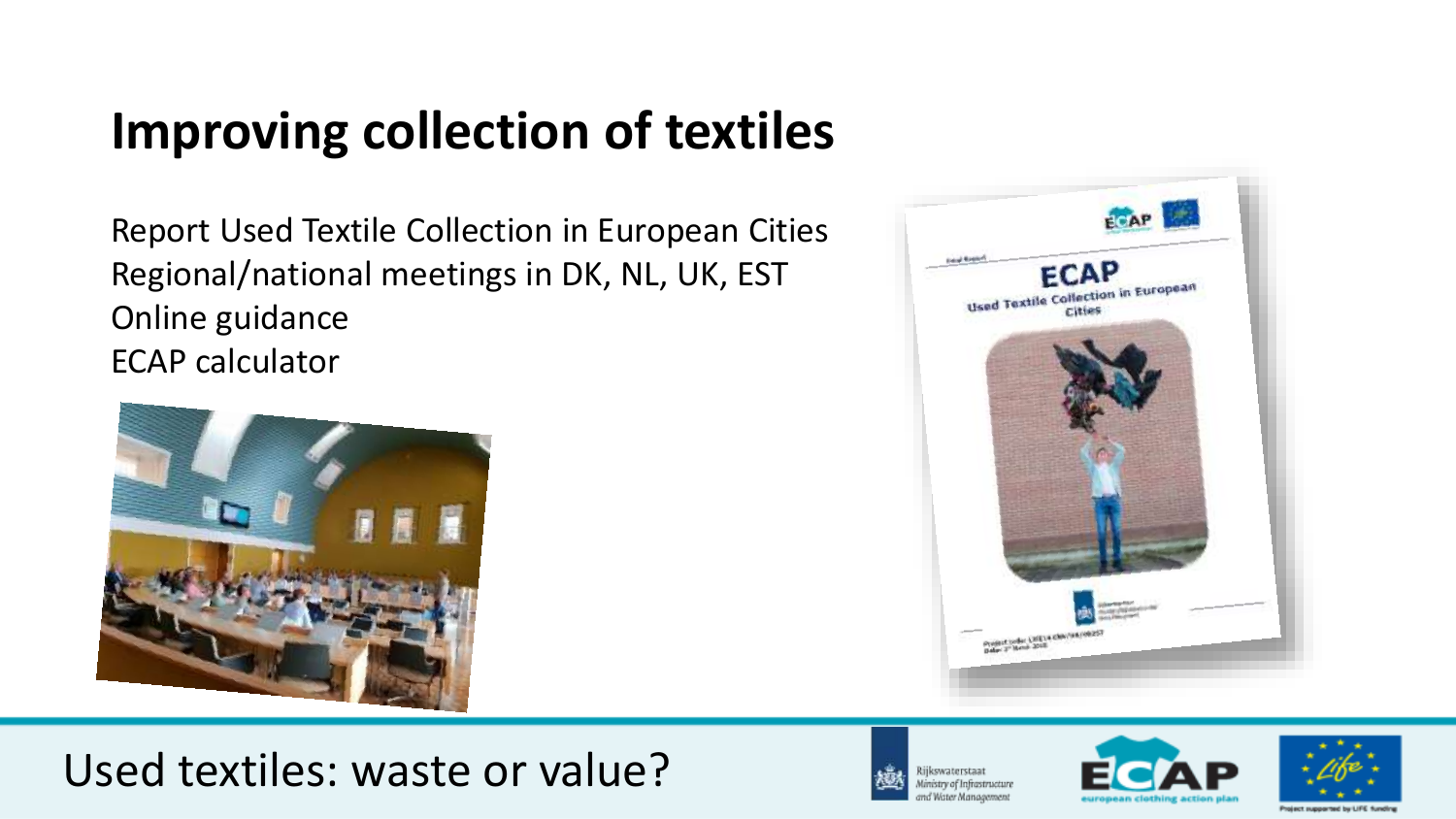# Improving collection of textiles

Report Used Textile Collection in European Cities
Regional/national meetings in DK, NL, UK, EST
Online guidance
ECAP calculator

Used textiles: waste or value?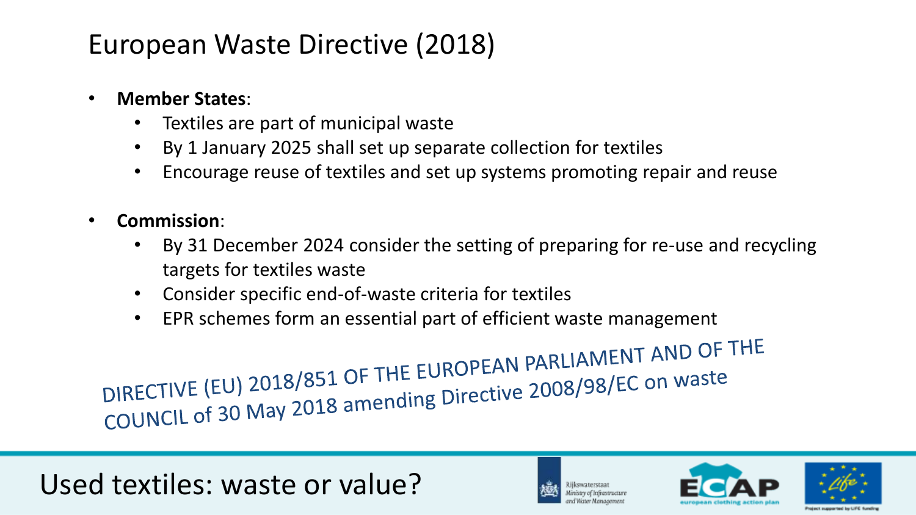# European Waste Directive (2018)

- **Member States**:
  - Textiles are part of municipal waste
  - By 1 January 2025 shall set up separate collection for textiles
  - Encourage reuse of textiles and set up systems promoting repair and reuse
- **Commission**:
  - By 31 December 2024 consider the setting of preparing for re-use and recycling targets for textiles waste
  - Consider specific end-of-waste criteria for textiles
  - EPR schemes form an essential part of efficient waste management

DIRECTIVE (EU) 2018/851 OF THE EUROPEAN PARLIAMENT AND OF THE COUNCIL of 30 May 2018 amending Directive 2008/98/EC on waste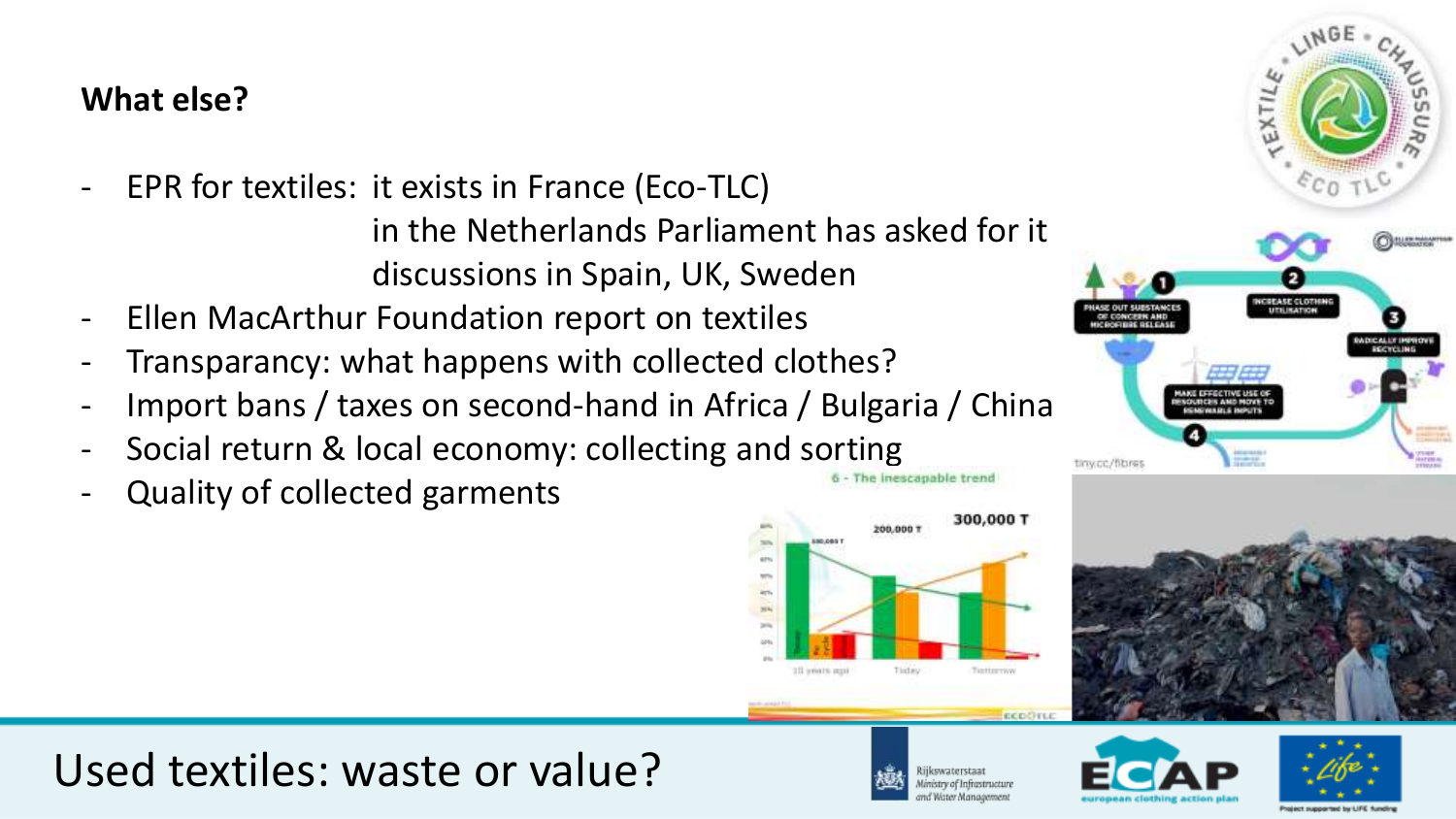## What else?

- EPR for textiles: it exists in France (Eco-TLC)
  in the Netherlands Parliament has asked for it
  discussions in Spain, UK, Sweden
- Ellen MacArthur Foundation report on textiles
- Transparancy: what happens with collected clothes?
- Import bans / taxes on second-hand in Africa / Bulgaria / China
- Social return & local economy: collecting and sorting
- Quality of collected garments

tiny.cc/fibres

# Used textiles: waste or value?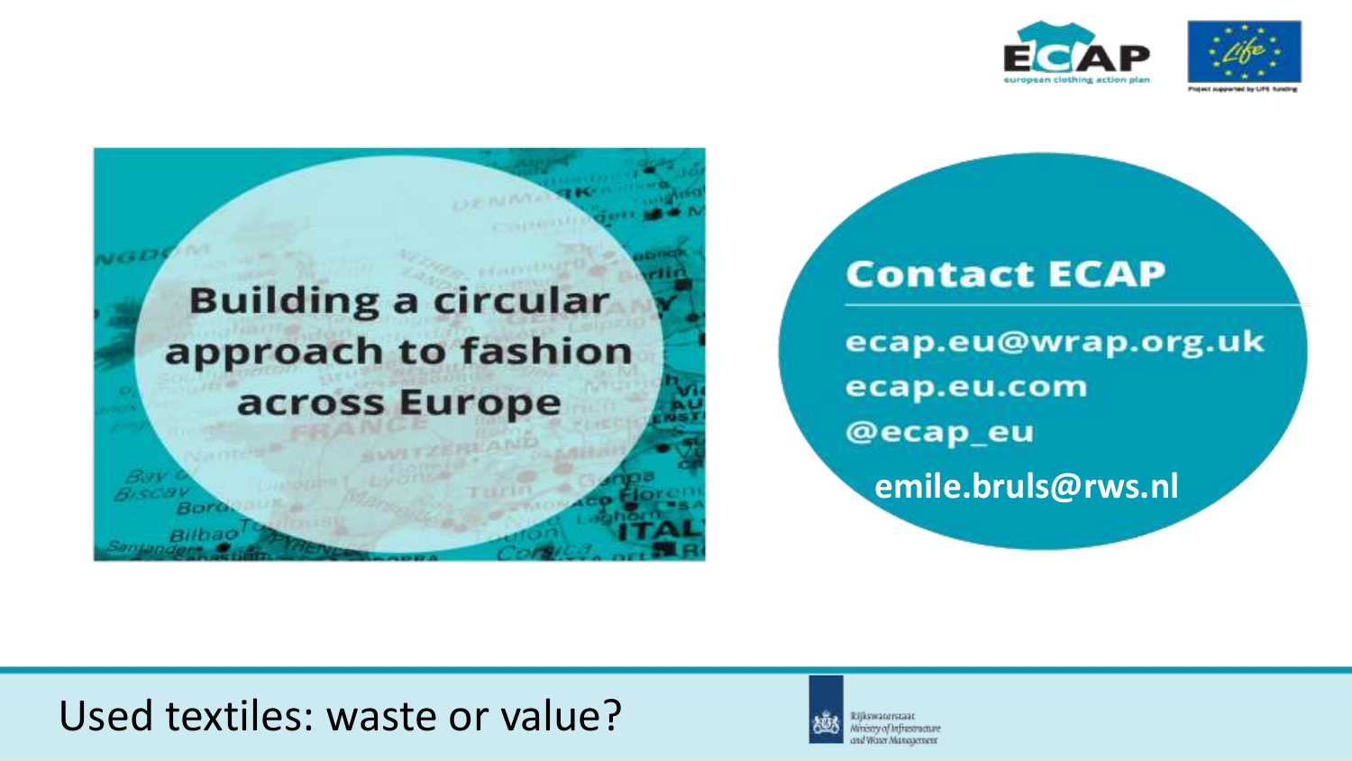Building a circular approach to fashion across Europe

## Contact ECAP

ecap.eu@wrap.org.uk

ecap.eu.com

@ecap_eu

**emile.bruls@rws.nl**

Used textiles: waste or value?